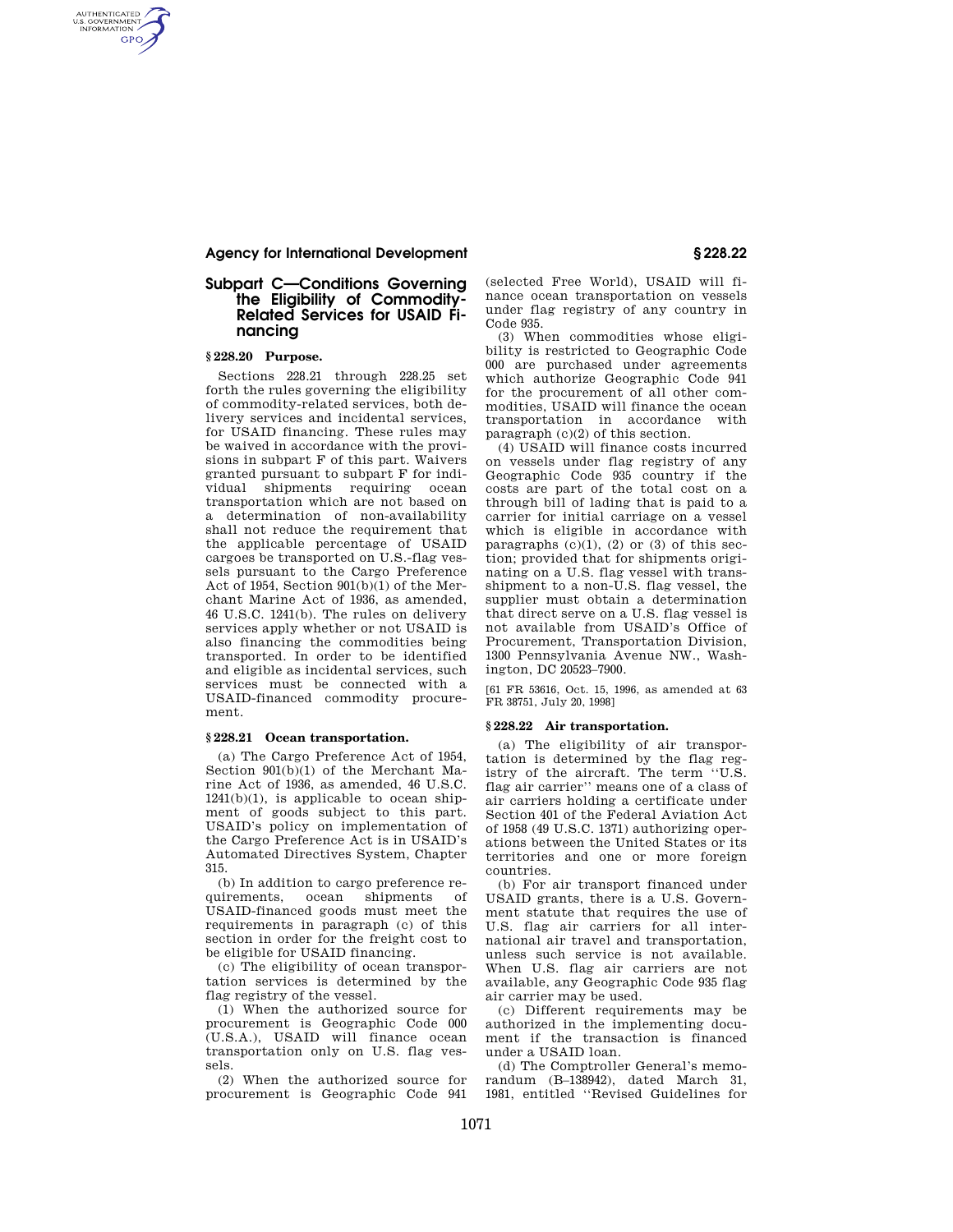## Subpart C—Conditions Governing the Eligibility of Commodity-Related Services for USAID Financing

### § 228.20 Purpose.

Sections 228.21 through 228.25 set forth the rules governing the eligibility of commodity-related services, both delivery services and incidental services, for USAID financing. These rules may be waived in accordance with the provisions in subpart F of this part. Waivers granted pursuant to subpart F for individual shipments requiring ocean transportation which are not based on a determination of non-availability shall not reduce the requirement that the applicable percentage of USAID cargoes be transported on U.S.-flag vessels pursuant to the Cargo Preference Act of 1954, Section 901(b)(1) of the Merchant Marine Act of 1936, as amended, 46 U.S.C. 1241(b). The rules on delivery services apply whether or not USAID is also financing the commodities being transported. In order to be identified and eligible as incidental services, such services must be connected with a USAID-financed commodity procurement.

### § 228.21 Ocean transportation.

(a) The Cargo Preference Act of 1954, Section 901(b)(1) of the Merchant Marine Act of 1936, as amended, 46 U.S.C. 1241(b)(1), is applicable to ocean shipment of goods subject to this part. USAID's policy on implementation of the Cargo Preference Act is in USAID's Automated Directives System, Chapter 315.

(b) In addition to cargo preference requirements, ocean shipments of USAID-financed goods must meet the requirements in paragraph (c) of this section in order for the freight cost to be eligible for USAID financing.

(c) The eligibility of ocean transportation services is determined by the flag registry of the vessel.

(1) When the authorized source for procurement is Geographic Code 000 (U.S.A.), USAID will finance ocean transportation only on U.S. flag vessels.

(2) When the authorized source for procurement is Geographic Code 941 (selected Free World), USAID will finance ocean transportation on vessels under flag registry of any country in Code 935.

(3) When commodities whose eligibility is restricted to Geographic Code 000 are purchased under agreements which authorize Geographic Code 941 for the procurement of all other commodities, USAID will finance the ocean transportation in accordance with paragraph (c)(2) of this section.

(4) USAID will finance costs incurred on vessels under flag registry of any Geographic Code 935 country if the costs are part of the total cost on a through bill of lading that is paid to a carrier for initial carriage on a vessel which is eligible in accordance with paragraphs (c)(1), (2) or (3) of this section; provided that for shipments originating on a U.S. flag vessel with transshipment to a non-U.S. flag vessel, the supplier must obtain a determination that direct serve on a U.S. flag vessel is not available from USAID's Office of Procurement, Transportation Division, 1300 Pennsylvania Avenue NW., Washington, DC 20523–7900.

[61 FR 53616, Oct. 15, 1996, as amended at 63 FR 38751, July 20, 1998]

### § 228.22 Air transportation.

(a) The eligibility of air transportation is determined by the flag registry of the aircraft. The term ''U.S. flag air carrier'' means one of a class of air carriers holding a certificate under Section 401 of the Federal Aviation Act of 1958 (49 U.S.C. 1371) authorizing operations between the United States or its territories and one or more foreign countries.

(b) For air transport financed under USAID grants, there is a U.S. Government statute that requires the use of U.S. flag air carriers for all international air travel and transportation, unless such service is not available. When U.S. flag air carriers are not available, any Geographic Code 935 flag air carrier may be used.

(c) Different requirements may be authorized in the implementing document if the transaction is financed under a USAID loan.

(d) The Comptroller General's memorandum (B–138942), dated March 31, 1981, entitled ''Revised Guidelines for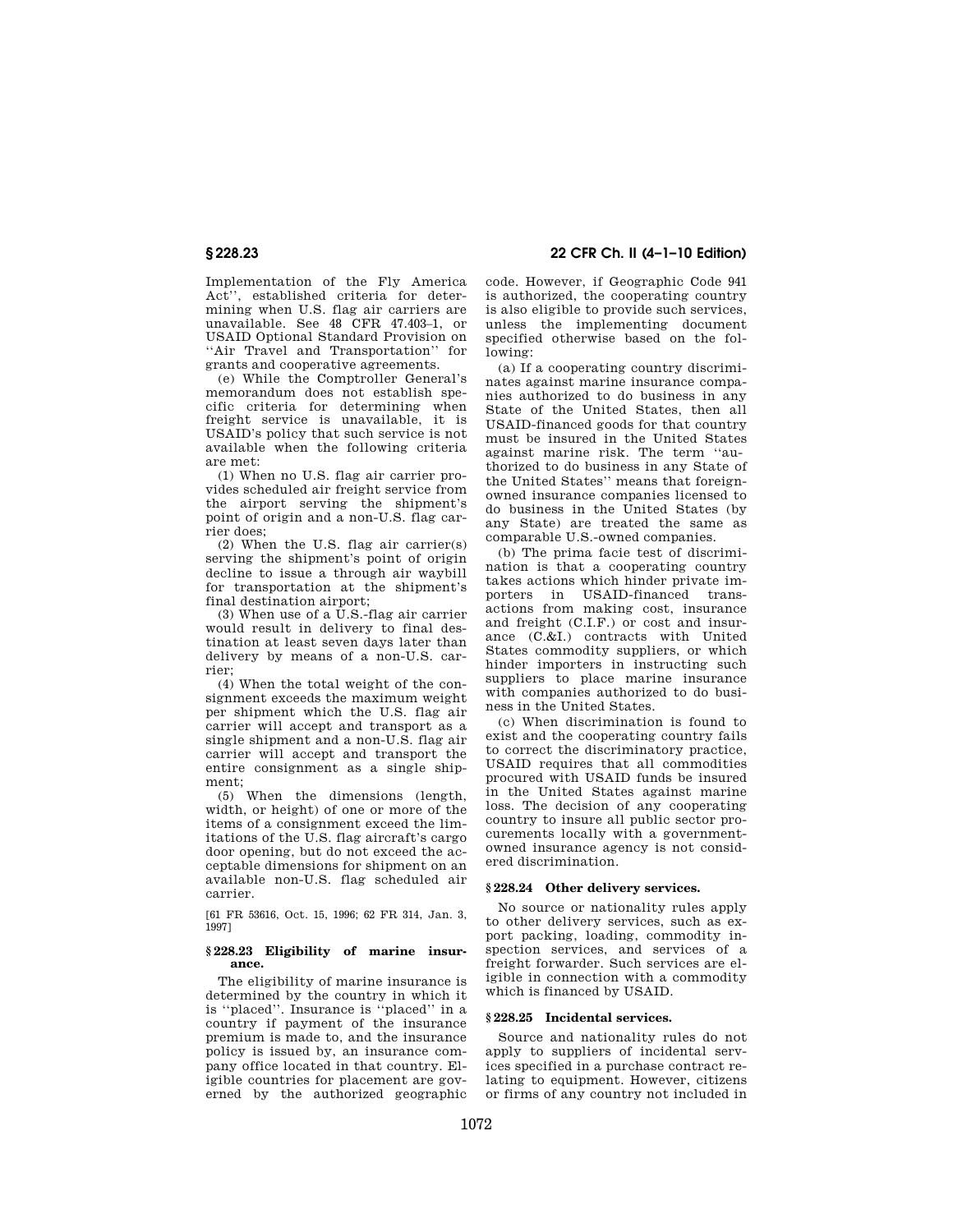Implementation of the Fly America Act'', established criteria for determining when U.S. flag air carriers are unavailable. See 48 CFR 47.403–1, or USAID Optional Standard Provision on ''Air Travel and Transportation'' for grants and cooperative agreements.

(e) While the Comptroller General's memorandum does not establish specific criteria for determining when freight service is unavailable, it is USAID's policy that such service is not available when the following criteria are met:

(1) When no U.S. flag air carrier provides scheduled air freight service from the airport serving the shipment's point of origin and a non-U.S. flag carrier does;

(2) When the U.S. flag air carrier(s) serving the shipment's point of origin decline to issue a through air waybill for transportation at the shipment's final destination airport;

(3) When use of a U.S.-flag air carrier would result in delivery to final destination at least seven days later than delivery by means of a non-U.S. carrier;

(4) When the total weight of the consignment exceeds the maximum weight per shipment which the U.S. flag air carrier will accept and transport as a single shipment and a non-U.S. flag air carrier will accept and transport the entire consignment as a single shipment;

(5) When the dimensions (length, width, or height) of one or more of the items of a consignment exceed the limitations of the U.S. flag aircraft's cargo door opening, but do not exceed the acceptable dimensions for shipment on an available non-U.S. flag scheduled air carrier.

[61 FR 53616, Oct. 15, 1996; 62 FR 314, Jan. 3, 1997]

### § 228.23 Eligibility of marine insurance.

The eligibility of marine insurance is determined by the country in which it is ''placed''. Insurance is ''placed'' in a country if payment of the insurance premium is made to, and the insurance policy is issued by, an insurance company office located in that country. Eligible countries for placement are governed by the authorized geographic code. However, if Geographic Code 941 is authorized, the cooperating country is also eligible to provide such services, unless the implementing document specified otherwise based on the following:

(a) If a cooperating country discriminates against marine insurance companies authorized to do business in any State of the United States, then all USAID-financed goods for that country must be insured in the United States against marine risk. The term ''authorized to do business in any State of the United States'' means that foreign-owned insurance companies licensed to do business in the United States (by any State) are treated the same as comparable U.S.-owned companies.

(b) The prima facie test of discrimination is that a cooperating country takes actions which hinder private importers in USAID-financed transactions from making cost, insurance and freight (C.I.F.) or cost and insurance (C.&I.) contracts with United States commodity suppliers, or which hinder importers in instructing such suppliers to place marine insurance with companies authorized to do business in the United States.

(c) When discrimination is found to exist and the cooperating country fails to correct the discriminatory practice, USAID requires that all commodities procured with USAID funds be insured in the United States against marine loss. The decision of any cooperating country to insure all public sector procurements locally with a government-owned insurance agency is not considered discrimination.

### § 228.24 Other delivery services.

No source or nationality rules apply to other delivery services, such as export packing, loading, commodity inspection services, and services of a freight forwarder. Such services are eligible in connection with a commodity which is financed by USAID.

### § 228.25 Incidental services.

Source and nationality rules do not apply to suppliers of incidental services specified in a purchase contract relating to equipment. However, citizens or firms of any country not included in